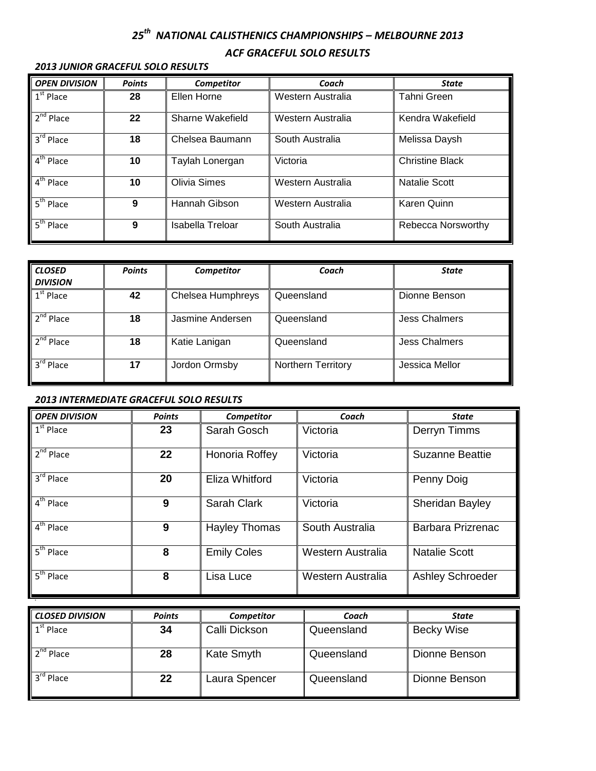# *25th NATIONAL CALISTHENICS CHAMPIONSHIPS – MELBOURNE 2013*

## *ACF GRACEFUL SOLO RESULTS*

### *2013 JUNIOR GRACEFUL SOLO RESULTS*

| *OPEN DIVISION* | *Points* | *Competitor* | *Coach* | *State* |
|---|---|---|---|---|
| 1st Place | **28** | Ellen Horne | Western Australia | Tahni Green |
| 2nd Place | **22** | Sharne Wakefield | Western Australia | Kendra Wakefield |
| 3rd Place | **18** | Chelsea Baumann | South Australia | Melissa Daysh |
| 4th Place | **10** | Taylah Lonergan | Victoria | Christine Black |
| 4th Place | **10** | Olivia Simes | Western Australia | Natalie Scott |
| 5th Place | **9** | Hannah Gibson | Western Australia | Karen Quinn |
| 5th Place | **9** | Isabella Treloar | South Australia | Rebecca Norsworthy |

| *CLOSED DIVISION* | *Points* | *Competitor* | *Coach* | *State* |
|---|---|---|---|---|
| 1st Place | **42** | Chelsea Humphreys | Queensland | Dionne Benson |
| 2nd Place | **18** | Jasmine Andersen | Queensland | Jess Chalmers |
| 2nd Place | **18** | Katie Lanigan | Queensland | Jess Chalmers |
| 3rd Place | **17** | Jordon Ormsby | Northern Territory | Jessica Mellor |

### *2013 INTERMEDIATE GRACEFUL SOLO RESULTS*

| *OPEN DIVISION* | *Points* | *Competitor* | *Coach* | *State* |
|---|---|---|---|---|
| 1st Place | **23** | Sarah Gosch | Victoria | Derryn Timms |
| 2nd Place | **22** | Honoria Roffey | Victoria | Suzanne Beattie |
| 3rd Place | **20** | Eliza Whitford | Victoria | Penny Doig |
| 4th Place | **9** | Sarah Clark | Victoria | Sheridan Bayley |
| 4th Place | **9** | Hayley Thomas | South Australia | Barbara Prizrenac |
| 5th Place | **8** | Emily Coles | Western Australia | Natalie Scott |
| 5th Place | **8** | Lisa Luce | Western Australia | Ashley Schroeder |

| *CLOSED DIVISION* | *Points* | *Competitor* | *Coach* | *State* |
|---|---|---|---|---|
| 1st Place | **34** | Calli Dickson | Queensland | Becky Wise |
| 2nd Place | **28** | Kate Smyth | Queensland | Dionne Benson |
| 3rd Place | **22** | Laura Spencer | Queensland | Dionne Benson |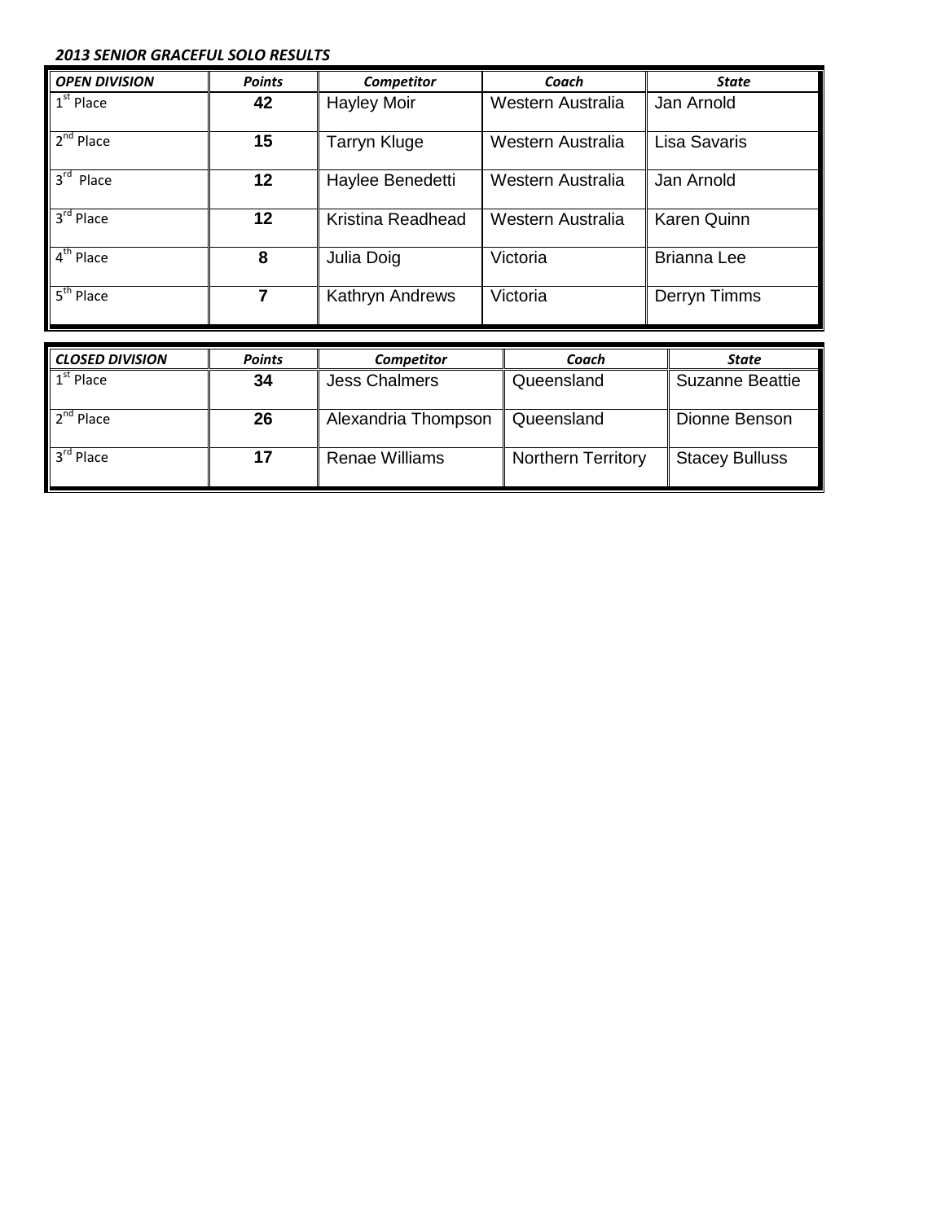***2013 SENIOR GRACEFUL SOLO RESULTS***

| ***OPEN DIVISION*** | ***Points*** | ***Competitor*** | ***Coach*** | ***State*** |
|---|---|---|---|---|
| 1st Place | **42** | Hayley Moir | Western Australia | Jan Arnold |
| 2nd Place | **15** | Tarryn Kluge | Western Australia | Lisa Savaris |
| 3rd Place | **12** | Haylee Benedetti | Western Australia | Jan Arnold |
| 3rd Place | **12** | Kristina Readhead | Western Australia | Karen Quinn |
| 4th Place | **8** | Julia Doig | Victoria | Brianna Lee |
| 5th Place | **7** | Kathryn Andrews | Victoria | Derryn Timms |

| ***CLOSED DIVISION*** | ***Points*** | ***Competitor*** | ***Coach*** | ***State*** |
|---|---|---|---|---|
| 1st Place | **34** | Jess Chalmers | Queensland | Suzanne Beattie |
| 2nd Place | **26** | Alexandria Thompson | Queensland | Dionne Benson |
| 3rd Place | **17** | Renae Williams | Northern Territory | Stacey Bulluss |